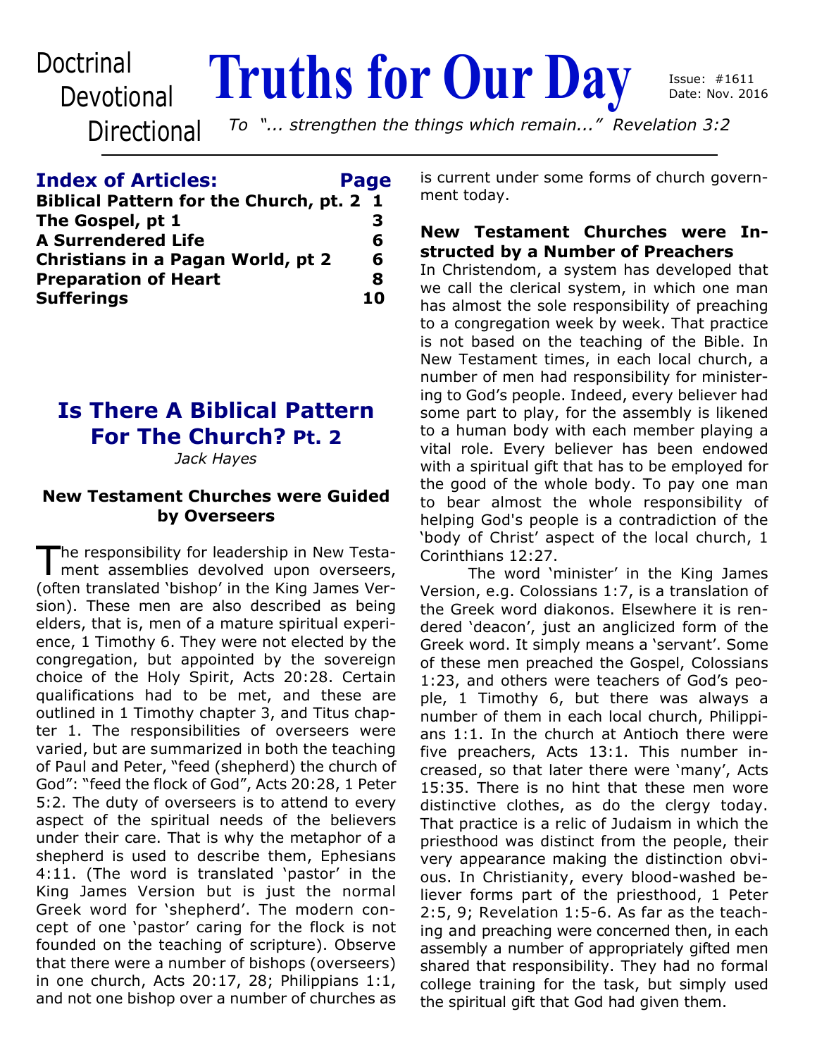Doctrinal
Devotional
Directional

# Truths for Our Day

Issue: #1611
Date: Nov. 2016

*To "... strengthen the things which remain..." Revelation 3:2*

## Index of Articles:

| Article | Page |
|---|---|
| **Biblical Pattern for the Church, pt. 2** | **1** |
| **The Gospel, pt 1** | **3** |
| **A Surrendered Life** | **6** |
| **Christians in a Pagan World, pt 2** | **6** |
| **Preparation of Heart** | **8** |
| **Sufferings** | **10** |

## Is There A Biblical Pattern For The Church? Pt. 2

*Jack Hayes*

### New Testament Churches were Guided by Overseers

The responsibility for leadership in New Testament assemblies devolved upon overseers, (often translated 'bishop' in the King James Version). These men are also described as being elders, that is, men of a mature spiritual experience, 1 Timothy 6. They were not elected by the congregation, but appointed by the sovereign choice of the Holy Spirit, Acts 20:28. Certain qualifications had to be met, and these are outlined in 1 Timothy chapter 3, and Titus chapter 1. The responsibilities of overseers were varied, but are summarized in both the teaching of Paul and Peter, "feed (shepherd) the church of God": "feed the flock of God", Acts 20:28, 1 Peter 5:2. The duty of overseers is to attend to every aspect of the spiritual needs of the believers under their care. That is why the metaphor of a shepherd is used to describe them, Ephesians 4:11. (The word is translated 'pastor' in the King James Version but is just the normal Greek word for 'shepherd'. The modern concept of one 'pastor' caring for the flock is not founded on the teaching of scripture). Observe that there were a number of bishops (overseers) in one church, Acts 20:17, 28; Philippians 1:1, and not one bishop over a number of churches as is current under some forms of church government today.

### New Testament Churches were Instructed by a Number of Preachers

In Christendom, a system has developed that we call the clerical system, in which one man has almost the sole responsibility of preaching to a congregation week by week. That practice is not based on the teaching of the Bible. In New Testament times, in each local church, a number of men had responsibility for ministering to God's people. Indeed, every believer had some part to play, for the assembly is likened to a human body with each member playing a vital role. Every believer has been endowed with a spiritual gift that has to be employed for the good of the whole body. To pay one man to bear almost the whole responsibility of helping God's people is a contradiction of the 'body of Christ' aspect of the local church, 1 Corinthians 12:27.

The word 'minister' in the King James Version, e.g. Colossians 1:7, is a translation of the Greek word diakonos. Elsewhere it is rendered 'deacon', just an anglicized form of the Greek word. It simply means a 'servant'. Some of these men preached the Gospel, Colossians 1:23, and others were teachers of God's people, 1 Timothy 6, but there was always a number of them in each local church, Philippians 1:1. In the church at Antioch there were five preachers, Acts 13:1. This number increased, so that later there were 'many', Acts 15:35. There is no hint that these men wore distinctive clothes, as do the clergy today. That practice is a relic of Judaism in which the priesthood was distinct from the people, their very appearance making the distinction obvious. In Christianity, every blood-washed believer forms part of the priesthood, 1 Peter 2:5, 9; Revelation 1:5-6. As far as the teaching and preaching were concerned then, in each assembly a number of appropriately gifted men shared that responsibility. They had no formal college training for the task, but simply used the spiritual gift that God had given them.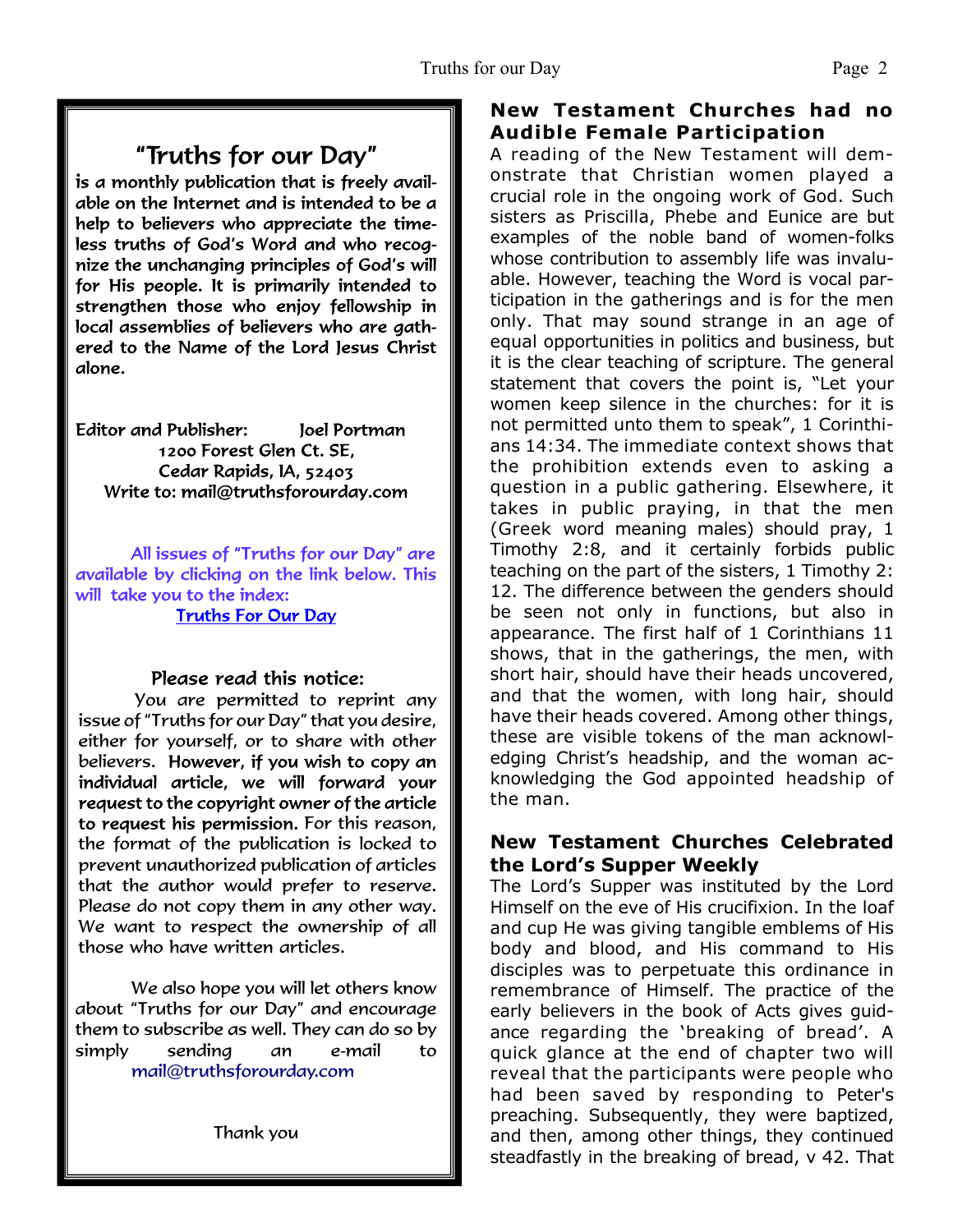## "Truths for our Day"

**is a monthly publication that is freely available on the Internet and is intended to be a help to believers who appreciate the timeless truths of God's Word and who recognize the unchanging principles of God's will for His people. It is primarily intended to strengthen those who enjoy fellowship in local assemblies of believers who are gathered to the Name of the Lord Jesus Christ alone.**

Editor and Publisher: Joel Portman
1200 Forest Glen Ct. SE,
Cedar Rapids, IA, 52403
Write to: mail@truthsforourday.com

All issues of "Truths for our Day" are available by clicking on the link below. This will take you to the index:
[Truths For Our Day]

**Please read this notice:**

You are permitted to reprint any issue of "Truths for our Day" that you desire, either for yourself, or to share with other believers. **However, if you wish to copy an individual article, we will forward your request to the copyright owner of the article to request his permission.** For this reason, the format of the publication is locked to prevent unauthorized publication of articles that the author would prefer to reserve. Please do not copy them in any other way. We want to respect the ownership of all those who have written articles.

We also hope you will let others know about "Truths for our Day" and encourage them to subscribe as well. They can do so by simply sending an e-mail to mail@truthsforourday.com

Thank you

## New Testament Churches had no Audible Female Participation

A reading of the New Testament will demonstrate that Christian women played a crucial role in the ongoing work of God. Such sisters as Priscilla, Phebe and Eunice are but examples of the noble band of women-folks whose contribution to assembly life was invaluable. However, teaching the Word is vocal participation in the gatherings and is for the men only. That may sound strange in an age of equal opportunities in politics and business, but it is the clear teaching of scripture. The general statement that covers the point is, "Let your women keep silence in the churches: for it is not permitted unto them to speak", 1 Corinthians 14:34. The immediate context shows that the prohibition extends even to asking a question in a public gathering. Elsewhere, it takes in public praying, in that the men (Greek word meaning males) should pray, 1 Timothy 2:8, and it certainly forbids public teaching on the part of the sisters, 1 Timothy 2:12. The difference between the genders should be seen not only in functions, but also in appearance. The first half of 1 Corinthians 11 shows, that in the gatherings, the men, with short hair, should have their heads uncovered, and that the women, with long hair, should have their heads covered. Among other things, these are visible tokens of the man acknowledging Christ's headship, and the woman acknowledging the God appointed headship of the man.

## New Testament Churches Celebrated the Lord's Supper Weekly

The Lord's Supper was instituted by the Lord Himself on the eve of His crucifixion. In the loaf and cup He was giving tangible emblems of His body and blood, and His command to His disciples was to perpetuate this ordinance in remembrance of Himself. The practice of the early believers in the book of Acts gives guidance regarding the 'breaking of bread'. A quick glance at the end of chapter two will reveal that the participants were people who had been saved by responding to Peter's preaching. Subsequently, they were baptized, and then, among other things, they continued steadfastly in the breaking of bread, v 42. That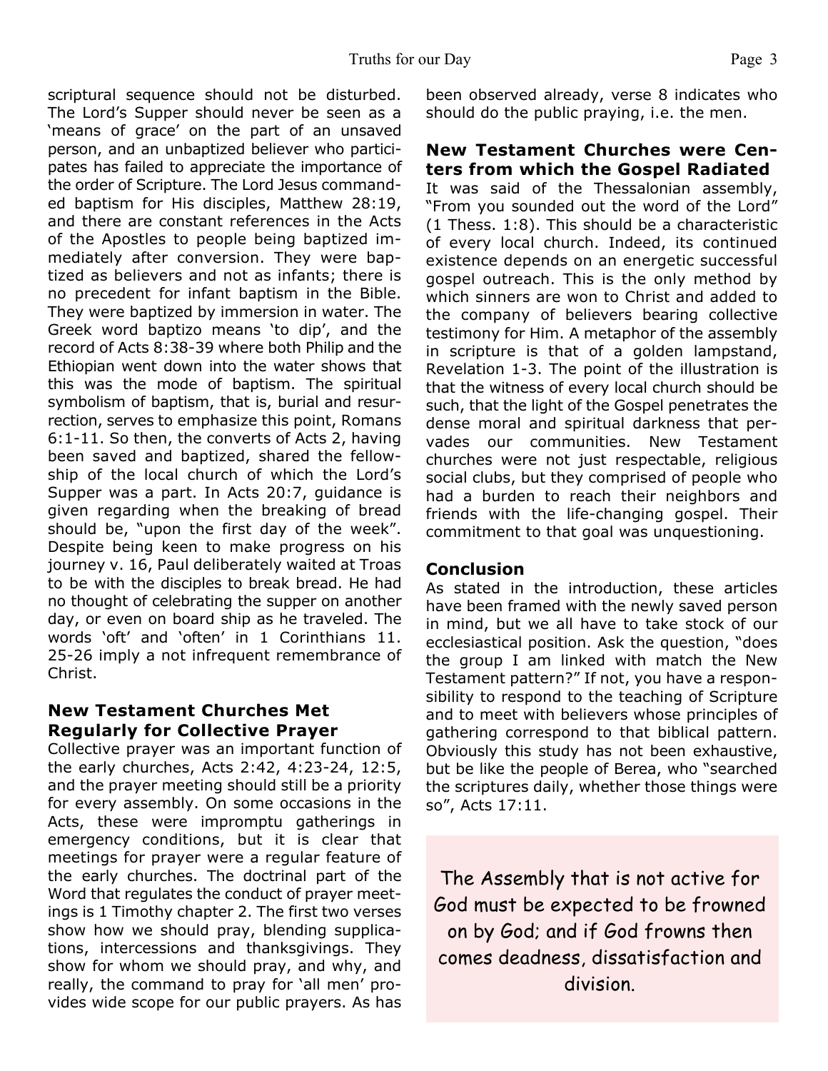scriptural sequence should not be disturbed. The Lord's Supper should never be seen as a 'means of grace' on the part of an unsaved person, and an unbaptized believer who participates has failed to appreciate the importance of the order of Scripture. The Lord Jesus commanded baptism for His disciples, Matthew 28:19, and there are constant references in the Acts of the Apostles to people being baptized immediately after conversion. They were baptized as believers and not as infants; there is no precedent for infant baptism in the Bible. They were baptized by immersion in water. The Greek word baptizo means 'to dip', and the record of Acts 8:38-39 where both Philip and the Ethiopian went down into the water shows that this was the mode of baptism. The spiritual symbolism of baptism, that is, burial and resurrection, serves to emphasize this point, Romans 6:1-11. So then, the converts of Acts 2, having been saved and baptized, shared the fellowship of the local church of which the Lord's Supper was a part. In Acts 20:7, guidance is given regarding when the breaking of bread should be, "upon the first day of the week". Despite being keen to make progress on his journey v. 16, Paul deliberately waited at Troas to be with the disciples to break bread. He had no thought of celebrating the supper on another day, or even on board ship as he traveled. The words 'oft' and 'often' in 1 Corinthians 11. 25-26 imply a not infrequent remembrance of Christ.

### New Testament Churches Met Regularly for Collective Prayer

Collective prayer was an important function of the early churches, Acts 2:42, 4:23-24, 12:5, and the prayer meeting should still be a priority for every assembly. On some occasions in the Acts, these were impromptu gatherings in emergency conditions, but it is clear that meetings for prayer were a regular feature of the early churches. The doctrinal part of the Word that regulates the conduct of prayer meetings is 1 Timothy chapter 2. The first two verses show how we should pray, blending supplications, intercessions and thanksgivings. They show for whom we should pray, and why, and really, the command to pray for 'all men' provides wide scope for our public prayers. As has been observed already, verse 8 indicates who should do the public praying, i.e. the men.

### New Testament Churches were Centers from which the Gospel Radiated

It was said of the Thessalonian assembly, "From you sounded out the word of the Lord" (1 Thess. 1:8). This should be a characteristic of every local church. Indeed, its continued existence depends on an energetic successful gospel outreach. This is the only method by which sinners are won to Christ and added to the company of believers bearing collective testimony for Him. A metaphor of the assembly in scripture is that of a golden lampstand, Revelation 1-3. The point of the illustration is that the witness of every local church should be such, that the light of the Gospel penetrates the dense moral and spiritual darkness that pervades our communities. New Testament churches were not just respectable, religious social clubs, but they comprised of people who had a burden to reach their neighbors and friends with the life-changing gospel. Their commitment to that goal was unquestioning.

### Conclusion

As stated in the introduction, these articles have been framed with the newly saved person in mind, but we all have to take stock of our ecclesiastical position. Ask the question, "does the group I am linked with match the New Testament pattern?" If not, you have a responsibility to respond to the teaching of Scripture and to meet with believers whose principles of gathering correspond to that biblical pattern. Obviously this study has not been exhaustive, but be like the people of Berea, who "searched the scriptures daily, whether those things were so", Acts 17:11.

> The Assembly that is not active for God must be expected to be frowned on by God; and if God frowns then comes deadness, dissatisfaction and division.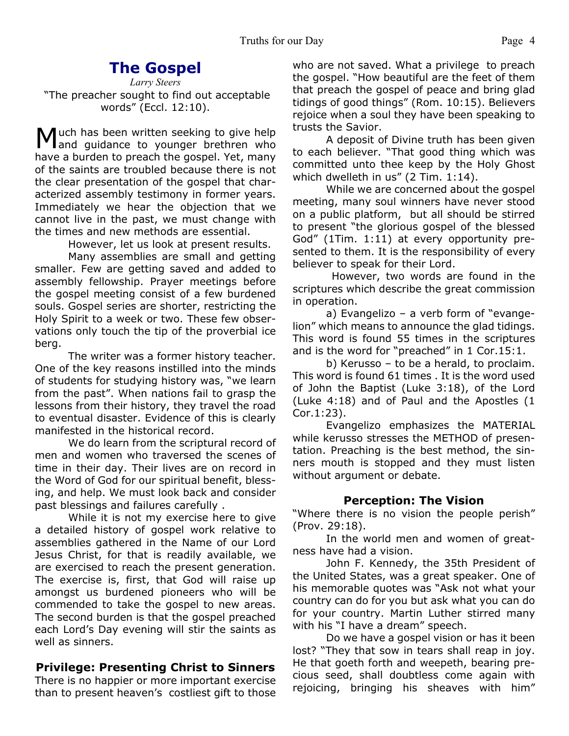# The Gospel

*Larry Steers*

"The preacher sought to find out acceptable words" (Eccl. 12:10).

Much has been written seeking to give help and guidance to younger brethren who have a burden to preach the gospel. Yet, many of the saints are troubled because there is not the clear presentation of the gospel that characterized assembly testimony in former years. Immediately we hear the objection that we cannot live in the past, we must change with the times and new methods are essential.

However, let us look at present results.

Many assemblies are small and getting smaller. Few are getting saved and added to assembly fellowship. Prayer meetings before the gospel meeting consist of a few burdened souls. Gospel series are shorter, restricting the Holy Spirit to a week or two. These few observations only touch the tip of the proverbial ice berg.

The writer was a former history teacher. One of the key reasons instilled into the minds of students for studying history was, "we learn from the past". When nations fail to grasp the lessons from their history, they travel the road to eventual disaster. Evidence of this is clearly manifested in the historical record.

We do learn from the scriptural record of men and women who traversed the scenes of time in their day. Their lives are on record in the Word of God for our spiritual benefit, blessing, and help. We must look back and consider past blessings and failures carefully .

While it is not my exercise here to give a detailed history of gospel work relative to assemblies gathered in the Name of our Lord Jesus Christ, for that is readily available, we are exercised to reach the present generation. The exercise is, first, that God will raise up amongst us burdened pioneers who will be commended to take the gospel to new areas. The second burden is that the gospel preached each Lord's Day evening will stir the saints as well as sinners.

### Privilege: Presenting Christ to Sinners

There is no happier or more important exercise than to present heaven's costliest gift to those who are not saved. What a privilege to preach the gospel. "How beautiful are the feet of them that preach the gospel of peace and bring glad tidings of good things" (Rom. 10:15). Believers rejoice when a soul they have been speaking to trusts the Savior.

A deposit of Divine truth has been given to each believer. "That good thing which was committed unto thee keep by the Holy Ghost which dwelleth in us" (2 Tim. 1:14).

While we are concerned about the gospel meeting, many soul winners have never stood on a public platform, but all should be stirred to present "the glorious gospel of the blessed God" (1Tim. 1:11) at every opportunity presented to them. It is the responsibility of every believer to speak for their Lord.

However, two words are found in the scriptures which describe the great commission in operation.

a) Evangelizo – a verb form of "evangelion" which means to announce the glad tidings. This word is found 55 times in the scriptures and is the word for "preached" in 1 Cor.15:1.

b) Kerusso – to be a herald, to proclaim. This word is found 61 times . It is the word used of John the Baptist (Luke 3:18), of the Lord (Luke 4:18) and of Paul and the Apostles (1 Cor.1:23).

Evangelizo emphasizes the MATERIAL while kerusso stresses the METHOD of presentation. Preaching is the best method, the sinners mouth is stopped and they must listen without argument or debate.

### Perception: The Vision

"Where there is no vision the people perish" (Prov. 29:18).

In the world men and women of greatness have had a vision.

John F. Kennedy, the 35th President of the United States, was a great speaker. One of his memorable quotes was "Ask not what your country can do for you but ask what you can do for your country. Martin Luther stirred many with his "I have a dream" speech.

Do we have a gospel vision or has it been lost? "They that sow in tears shall reap in joy. He that goeth forth and weepeth, bearing precious seed, shall doubtless come again with rejoicing, bringing his sheaves with him"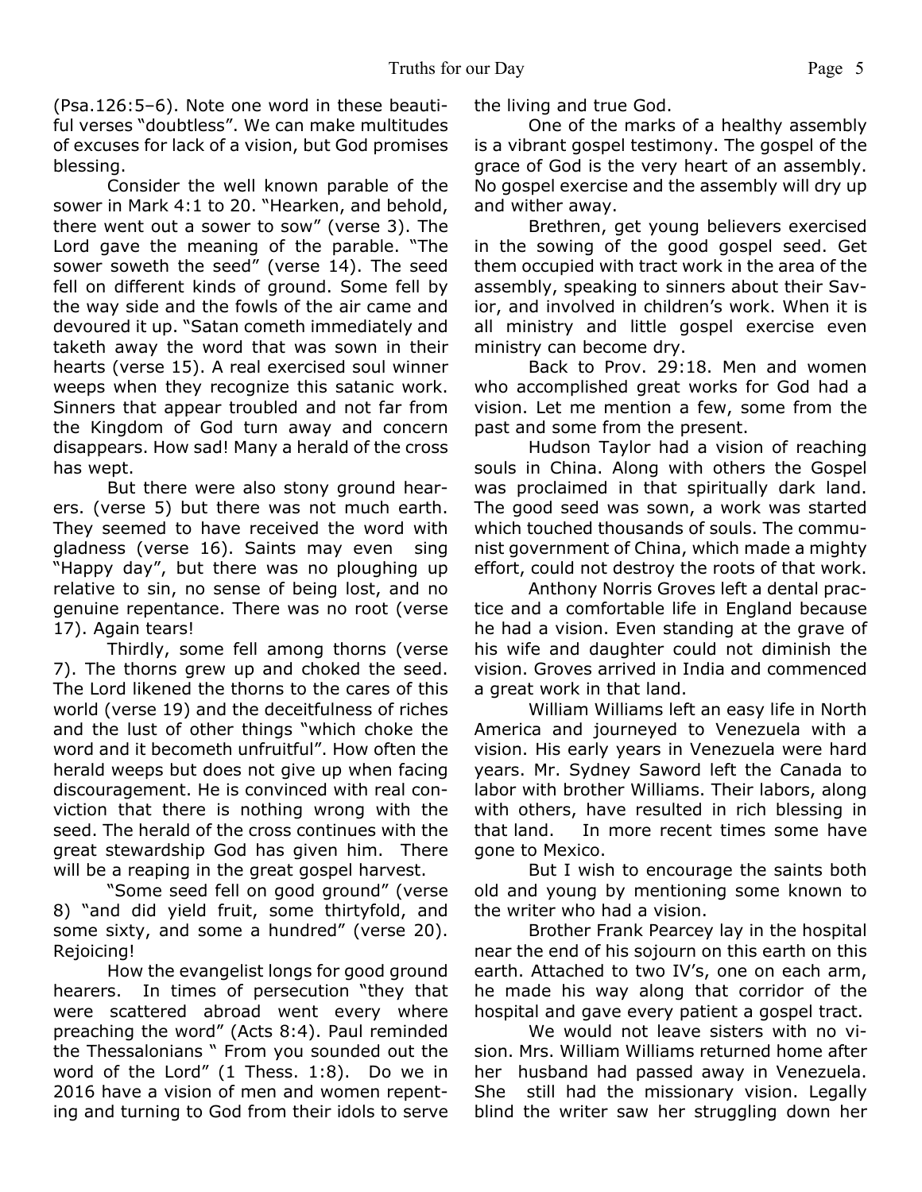(Psa.126:5–6). Note one word in these beautiful verses "doubtless". We can make multitudes of excuses for lack of a vision, but God promises blessing.

Consider the well known parable of the sower in Mark 4:1 to 20. "Hearken, and behold, there went out a sower to sow" (verse 3). The Lord gave the meaning of the parable. "The sower soweth the seed" (verse 14). The seed fell on different kinds of ground. Some fell by the way side and the fowls of the air came and devoured it up. "Satan cometh immediately and taketh away the word that was sown in their hearts (verse 15). A real exercised soul winner weeps when they recognize this satanic work. Sinners that appear troubled and not far from the Kingdom of God turn away and concern disappears. How sad! Many a herald of the cross has wept.

But there were also stony ground hearers. (verse 5) but there was not much earth. They seemed to have received the word with gladness (verse 16). Saints may even sing "Happy day", but there was no ploughing up relative to sin, no sense of being lost, and no genuine repentance. There was no root (verse 17). Again tears!

Thirdly, some fell among thorns (verse 7). The thorns grew up and choked the seed. The Lord likened the thorns to the cares of this world (verse 19) and the deceitfulness of riches and the lust of other things "which choke the word and it becometh unfruitful". How often the herald weeps but does not give up when facing discouragement. He is convinced with real conviction that there is nothing wrong with the seed. The herald of the cross continues with the great stewardship God has given him. There will be a reaping in the great gospel harvest.

"Some seed fell on good ground" (verse 8) "and did yield fruit, some thirtyfold, and some sixty, and some a hundred" (verse 20). Rejoicing!

How the evangelist longs for good ground hearers. In times of persecution "they that were scattered abroad went every where preaching the word" (Acts 8:4). Paul reminded the Thessalonians " From you sounded out the word of the Lord" (1 Thess. 1:8). Do we in 2016 have a vision of men and women repenting and turning to God from their idols to serve the living and true God.

One of the marks of a healthy assembly is a vibrant gospel testimony. The gospel of the grace of God is the very heart of an assembly. No gospel exercise and the assembly will dry up and wither away.

Brethren, get young believers exercised in the sowing of the good gospel seed. Get them occupied with tract work in the area of the assembly, speaking to sinners about their Savior, and involved in children's work. When it is all ministry and little gospel exercise even ministry can become dry.

Back to Prov. 29:18. Men and women who accomplished great works for God had a vision. Let me mention a few, some from the past and some from the present.

Hudson Taylor had a vision of reaching souls in China. Along with others the Gospel was proclaimed in that spiritually dark land. The good seed was sown, a work was started which touched thousands of souls. The communist government of China, which made a mighty effort, could not destroy the roots of that work.

Anthony Norris Groves left a dental practice and a comfortable life in England because he had a vision. Even standing at the grave of his wife and daughter could not diminish the vision. Groves arrived in India and commenced a great work in that land.

William Williams left an easy life in North America and journeyed to Venezuela with a vision. His early years in Venezuela were hard years. Mr. Sydney Saword left the Canada to labor with brother Williams. Their labors, along with others, have resulted in rich blessing in that land. In more recent times some have gone to Mexico.

But I wish to encourage the saints both old and young by mentioning some known to the writer who had a vision.

Brother Frank Pearcey lay in the hospital near the end of his sojourn on this earth on this earth. Attached to two IV's, one on each arm, he made his way along that corridor of the hospital and gave every patient a gospel tract.

We would not leave sisters with no vision. Mrs. William Williams returned home after her husband had passed away in Venezuela. She still had the missionary vision. Legally blind the writer saw her struggling down her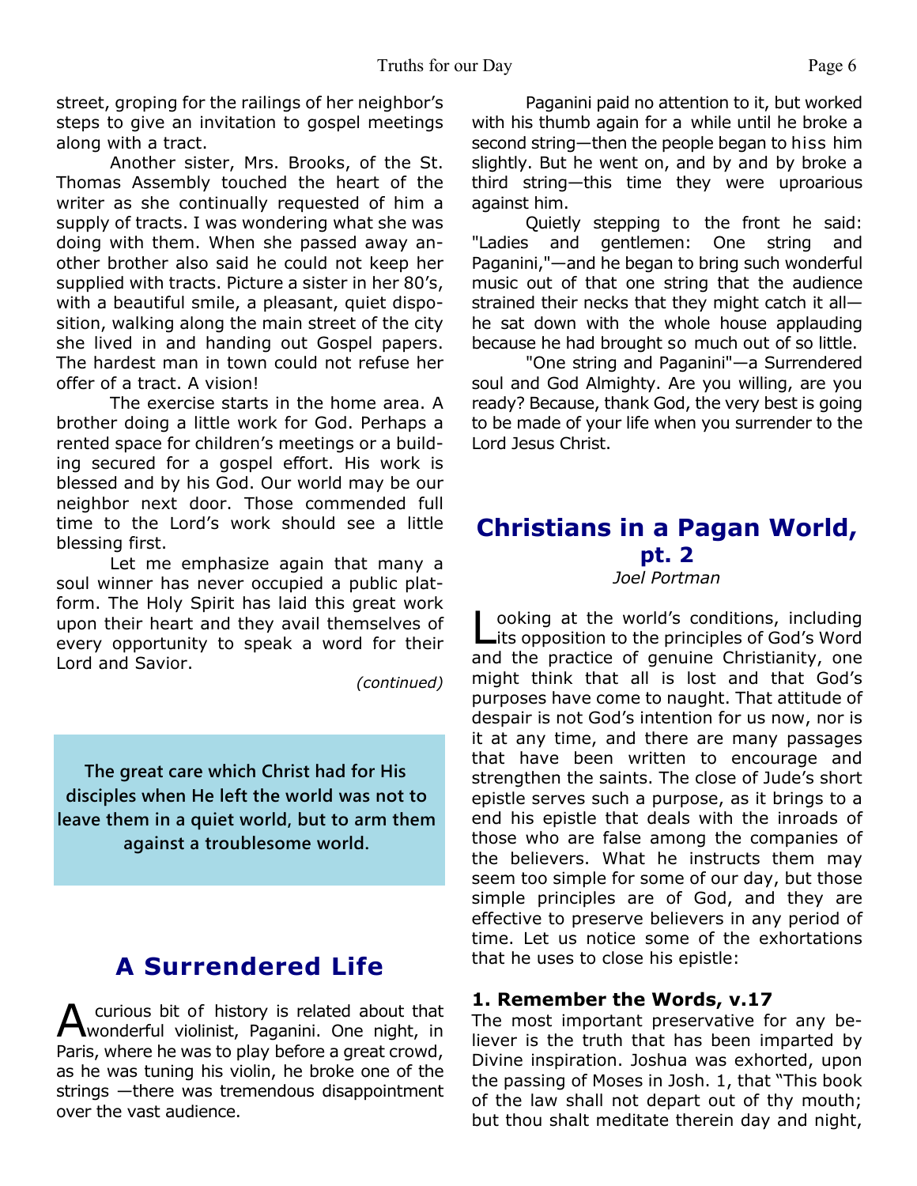street, groping for the railings of her neighbor's steps to give an invitation to gospel meetings along with a tract.

Another sister, Mrs. Brooks, of the St. Thomas Assembly touched the heart of the writer as she continually requested of him a supply of tracts. I was wondering what she was doing with them. When she passed away another brother also said he could not keep her supplied with tracts. Picture a sister in her 80's, with a beautiful smile, a pleasant, quiet disposition, walking along the main street of the city she lived in and handing out Gospel papers. The hardest man in town could not refuse her offer of a tract. A vision!

The exercise starts in the home area. A brother doing a little work for God. Perhaps a rented space for children's meetings or a building secured for a gospel effort. His work is blessed and by his God. Our world may be our neighbor next door. Those commended full time to the Lord's work should see a little blessing first.

Let me emphasize again that many a soul winner has never occupied a public platform. The Holy Spirit has laid this great work upon their heart and they avail themselves of every opportunity to speak a word for their Lord and Savior.

*(continued)*

**The great care which Christ had for His disciples when He left the world was not to leave them in a quiet world, but to arm them against a troublesome world.**

## A Surrendered Life

A curious bit of history is related about that wonderful violinist, Paganini. One night, in Paris, where he was to play before a great crowd, as he was tuning his violin, he broke one of the strings —there was tremendous disappointment over the vast audience.

Paganini paid no attention to it, but worked with his thumb again for a while until he broke a second string—then the people began to hiss him slightly. But he went on, and by and by broke a third string—this time they were uproarious against him.

Quietly stepping to the front he said: "Ladies and gentlemen: One string and Paganini,"—and he began to bring such wonderful music out of that one string that the audience strained their necks that they might catch it all—he sat down with the whole house applauding because he had brought so much out of so little.

"One string and Paganini"—a Surrendered soul and God Almighty. Are you willing, are you ready? Because, thank God, the very best is going to be made of your life when you surrender to the Lord Jesus Christ.

## Christians in a Pagan World, pt. 2

*Joel Portman*

Looking at the world's conditions, including its opposition to the principles of God's Word and the practice of genuine Christianity, one might think that all is lost and that God's purposes have come to naught. That attitude of despair is not God's intention for us now, nor is it at any time, and there are many passages that have been written to encourage and strengthen the saints. The close of Jude's short epistle serves such a purpose, as it brings to a end his epistle that deals with the inroads of those who are false among the companies of the believers. What he instructs them may seem too simple for some of our day, but those simple principles are of God, and they are effective to preserve believers in any period of time. Let us notice some of the exhortations that he uses to close his epistle:

### 1. Remember the Words, v.17

The most important preservative for any believer is the truth that has been imparted by Divine inspiration. Joshua was exhorted, upon the passing of Moses in Josh. 1, that "This book of the law shall not depart out of thy mouth; but thou shalt meditate therein day and night,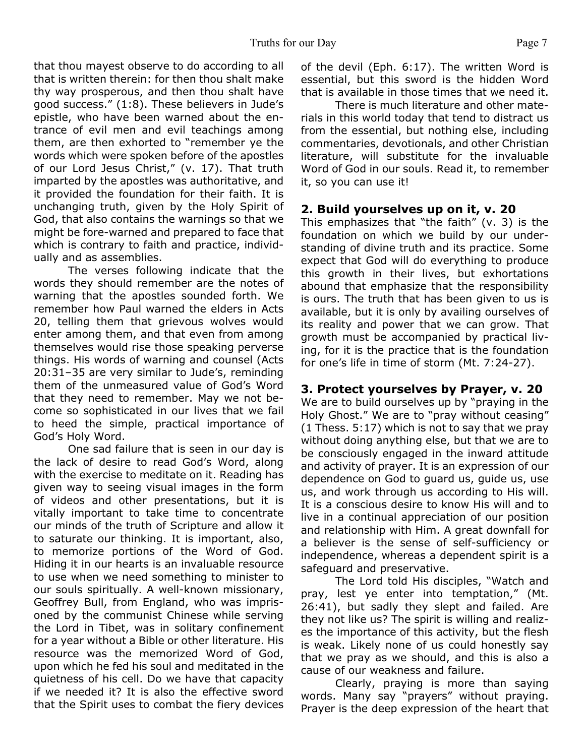that thou mayest observe to do according to all that is written therein: for then thou shalt make thy way prosperous, and then thou shalt have good success." (1:8). These believers in Jude's epistle, who have been warned about the entrance of evil men and evil teachings among them, are then exhorted to "remember ye the words which were spoken before of the apostles of our Lord Jesus Christ," (v. 17). That truth imparted by the apostles was authoritative, and it provided the foundation for their faith. It is unchanging truth, given by the Holy Spirit of God, that also contains the warnings so that we might be fore-warned and prepared to face that which is contrary to faith and practice, individually and as assemblies.

The verses following indicate that the words they should remember are the notes of warning that the apostles sounded forth. We remember how Paul warned the elders in Acts 20, telling them that grievous wolves would enter among them, and that even from among themselves would rise those speaking perverse things. His words of warning and counsel (Acts 20:31–35 are very similar to Jude's, reminding them of the unmeasured value of God's Word that they need to remember. May we not become so sophisticated in our lives that we fail to heed the simple, practical importance of God's Holy Word.

One sad failure that is seen in our day is the lack of desire to read God's Word, along with the exercise to meditate on it. Reading has given way to seeing visual images in the form of videos and other presentations, but it is vitally important to take time to concentrate our minds of the truth of Scripture and allow it to saturate our thinking. It is important, also, to memorize portions of the Word of God. Hiding it in our hearts is an invaluable resource to use when we need something to minister to our souls spiritually. A well-known missionary, Geoffrey Bull, from England, who was imprisoned by the communist Chinese while serving the Lord in Tibet, was in solitary confinement for a year without a Bible or other literature. His resource was the memorized Word of God, upon which he fed his soul and meditated in the quietness of his cell. Do we have that capacity if we needed it? It is also the effective sword that the Spirit uses to combat the fiery devices of the devil (Eph. 6:17). The written Word is essential, but this sword is the hidden Word that is available in those times that we need it.

There is much literature and other materials in this world today that tend to distract us from the essential, but nothing else, including commentaries, devotionals, and other Christian literature, will substitute for the invaluable Word of God in our souls. Read it, to remember it, so you can use it!

### 2. Build yourselves up on it, v. 20

This emphasizes that "the faith" (v. 3) is the foundation on which we build by our understanding of divine truth and its practice. Some expect that God will do everything to produce this growth in their lives, but exhortations abound that emphasize that the responsibility is ours. The truth that has been given to us is available, but it is only by availing ourselves of its reality and power that we can grow. That growth must be accompanied by practical living, for it is the practice that is the foundation for one's life in time of storm (Mt. 7:24-27).

### 3. Protect yourselves by Prayer, v. 20

We are to build ourselves up by "praying in the Holy Ghost." We are to "pray without ceasing" (1 Thess. 5:17) which is not to say that we pray without doing anything else, but that we are to be consciously engaged in the inward attitude and activity of prayer. It is an expression of our dependence on God to guard us, guide us, use us, and work through us according to His will. It is a conscious desire to know His will and to live in a continual appreciation of our position and relationship with Him. A great downfall for a believer is the sense of self-sufficiency or independence, whereas a dependent spirit is a safeguard and preservative.

The Lord told His disciples, "Watch and pray, lest ye enter into temptation," (Mt. 26:41), but sadly they slept and failed. Are they not like us? The spirit is willing and realizes the importance of this activity, but the flesh is weak. Likely none of us could honestly say that we pray as we should, and this is also a cause of our weakness and failure.

Clearly, praying is more than saying words. Many say "prayers" without praying. Prayer is the deep expression of the heart that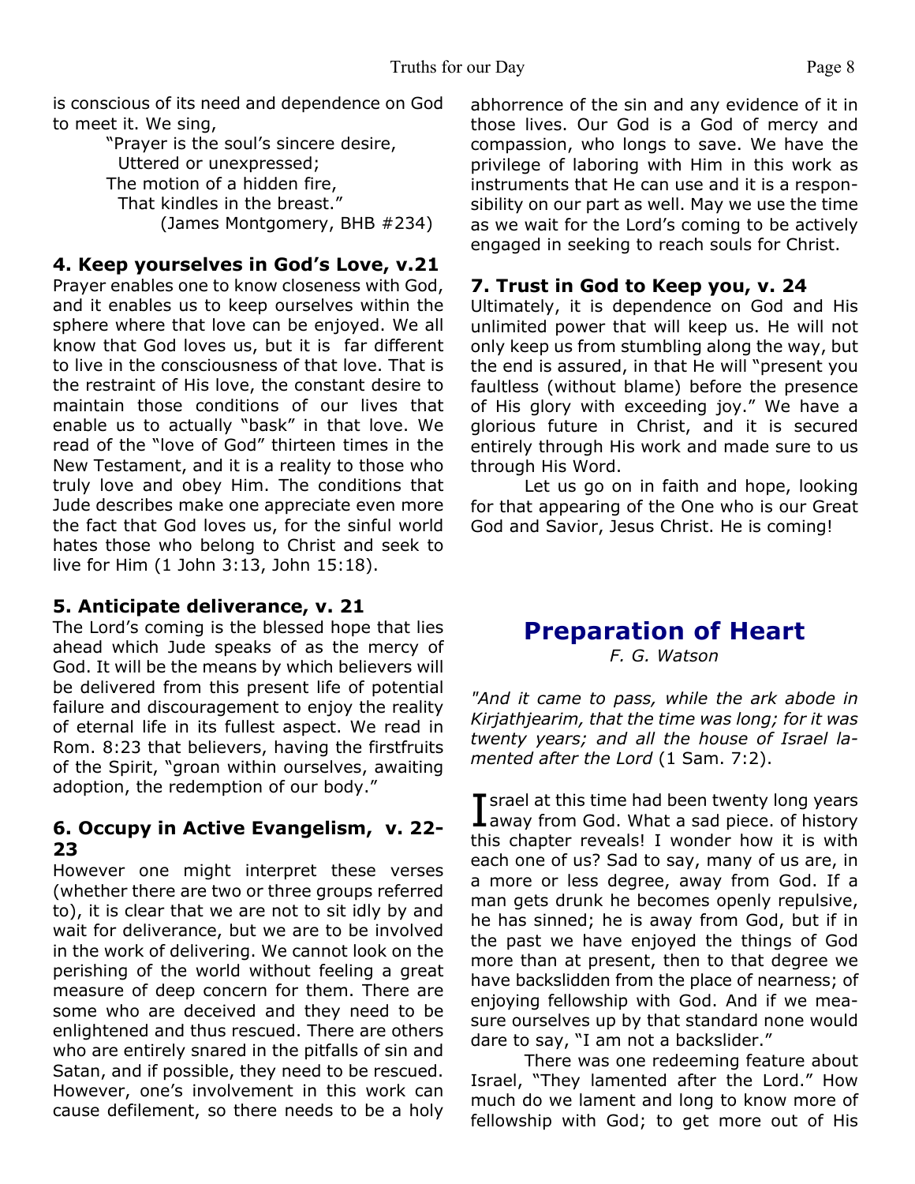is conscious of its need and dependence on God to meet it. We sing,

> "Prayer is the soul's sincere desire,
> Uttered or unexpressed;
> The motion of a hidden fire,
> That kindles in the breast."
> (James Montgomery, BHB #234)

### 4. Keep yourselves in God's Love, v.21

Prayer enables one to know closeness with God, and it enables us to keep ourselves within the sphere where that love can be enjoyed. We all know that God loves us, but it is far different to live in the consciousness of that love. That is the restraint of His love, the constant desire to maintain those conditions of our lives that enable us to actually "bask" in that love. We read of the "love of God" thirteen times in the New Testament, and it is a reality to those who truly love and obey Him. The conditions that Jude describes make one appreciate even more the fact that God loves us, for the sinful world hates those who belong to Christ and seek to live for Him (1 John 3:13, John 15:18).

### 5. Anticipate deliverance, v. 21

The Lord's coming is the blessed hope that lies ahead which Jude speaks of as the mercy of God. It will be the means by which believers will be delivered from this present life of potential failure and discouragement to enjoy the reality of eternal life in its fullest aspect. We read in Rom. 8:23 that believers, having the firstfruits of the Spirit, "groan within ourselves, awaiting adoption, the redemption of our body."

### 6. Occupy in Active Evangelism, v. 22-23

However one might interpret these verses (whether there are two or three groups referred to), it is clear that we are not to sit idly by and wait for deliverance, but we are to be involved in the work of delivering. We cannot look on the perishing of the world without feeling a great measure of deep concern for them. There are some who are deceived and they need to be enlightened and thus rescued. There are others who are entirely snared in the pitfalls of sin and Satan, and if possible, they need to be rescued. However, one's involvement in this work can cause defilement, so there needs to be a holy abhorrence of the sin and any evidence of it in those lives. Our God is a God of mercy and compassion, who longs to save. We have the privilege of laboring with Him in this work as instruments that He can use and it is a responsibility on our part as well. May we use the time as we wait for the Lord's coming to be actively engaged in seeking to reach souls for Christ.

### 7. Trust in God to Keep you, v. 24

Ultimately, it is dependence on God and His unlimited power that will keep us. He will not only keep us from stumbling along the way, but the end is assured, in that He will "present you faultless (without blame) before the presence of His glory with exceeding joy." We have a glorious future in Christ, and it is secured entirely through His work and made sure to us through His Word.

Let us go on in faith and hope, looking for that appearing of the One who is our Great God and Savior, Jesus Christ. He is coming!

## Preparation of Heart

*F. G. Watson*

*"And it came to pass, while the ark abode in Kirjathjearim, that the time was long; for it was twenty years; and all the house of Israel lamented after the Lord* (1 Sam. 7:2).

Israel at this time had been twenty long years away from God. What a sad piece. of history this chapter reveals! I wonder how it is with each one of us? Sad to say, many of us are, in a more or less degree, away from God. If a man gets drunk he becomes openly repulsive, he has sinned; he is away from God, but if in the past we have enjoyed the things of God more than at present, then to that degree we have backslidden from the place of nearness; of enjoying fellowship with God. And if we measure ourselves up by that standard none would dare to say, "I am not a backslider."

There was one redeeming feature about Israel, "They lamented after the Lord." How much do we lament and long to know more of fellowship with God; to get more out of His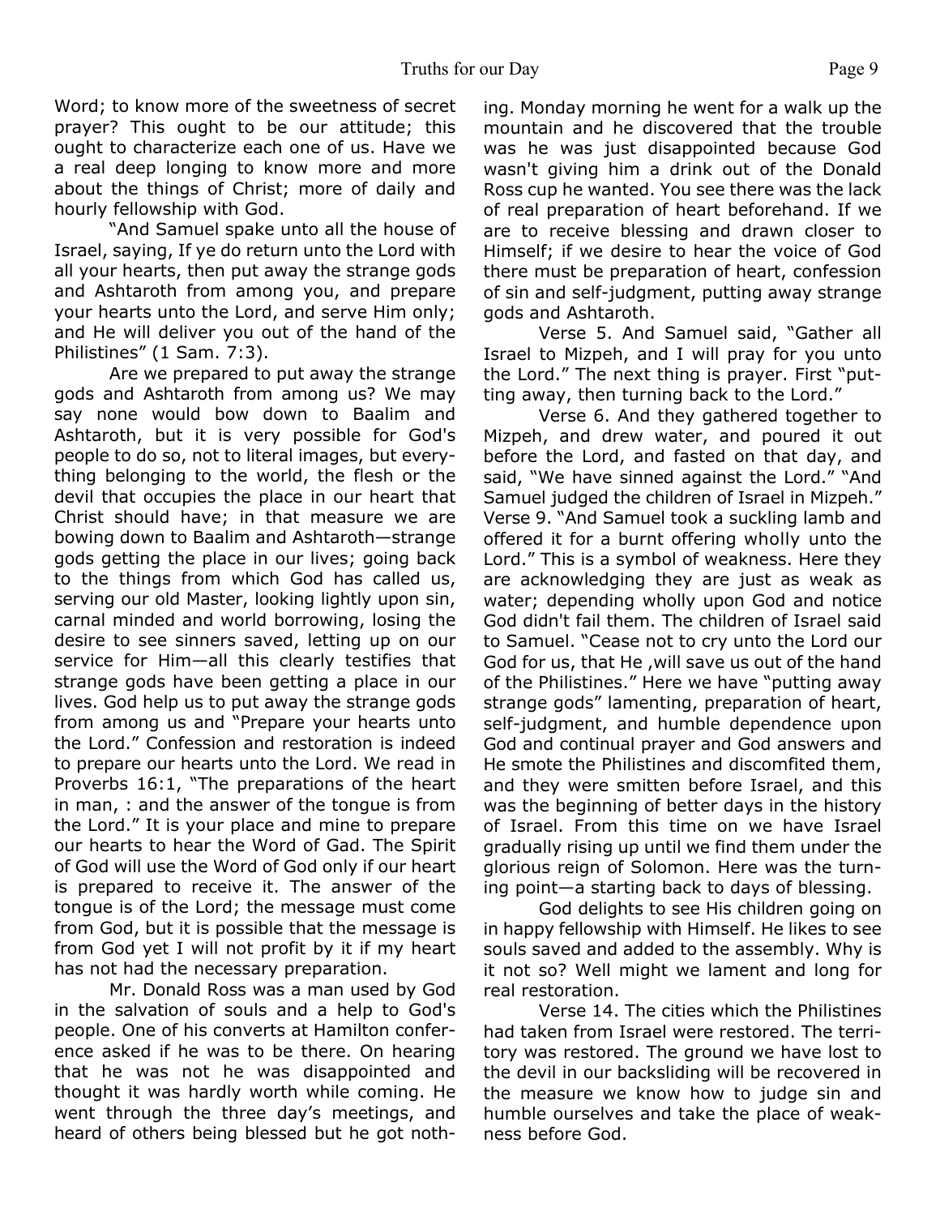Word; to know more of the sweetness of secret prayer? This ought to be our attitude; this ought to characterize each one of us. Have we a real deep longing to know more and more about the things of Christ; more of daily and hourly fellowship with God.

"And Samuel spake unto all the house of Israel, saying, If ye do return unto the Lord with all your hearts, then put away the strange gods and Ashtaroth from among you, and prepare your hearts unto the Lord, and serve Him only; and He will deliver you out of the hand of the Philistines" (1 Sam. 7:3).

Are we prepared to put away the strange gods and Ashtaroth from among us? We may say none would bow down to Baalim and Ashtaroth, but it is very possible for God's people to do so, not to literal images, but everything belonging to the world, the flesh or the devil that occupies the place in our heart that Christ should have; in that measure we are bowing down to Baalim and Ashtaroth—strange gods getting the place in our lives; going back to the things from which God has called us, serving our old Master, looking lightly upon sin, carnal minded and world borrowing, losing the desire to see sinners saved, letting up on our service for Him—all this clearly testifies that strange gods have been getting a place in our lives. God help us to put away the strange gods from among us and "Prepare your hearts unto the Lord." Confession and restoration is indeed to prepare our hearts unto the Lord. We read in Proverbs 16:1, "The preparations of the heart in man, : and the answer of the tongue is from the Lord." It is your place and mine to prepare our hearts to hear the Word of Gad. The Spirit of God will use the Word of God only if our heart is prepared to receive it. The answer of the tongue is of the Lord; the message must come from God, but it is possible that the message is from God yet I will not profit by it if my heart has not had the necessary preparation.

Mr. Donald Ross was a man used by God in the salvation of souls and a help to God's people. One of his converts at Hamilton conference asked if he was to be there. On hearing that he was not he was disappointed and thought it was hardly worth while coming. He went through the three day's meetings, and heard of others being blessed but he got nothing. Monday morning he went for a walk up the mountain and he discovered that the trouble was he was just disappointed because God wasn't giving him a drink out of the Donald Ross cup he wanted. You see there was the lack of real preparation of heart beforehand. If we are to receive blessing and drawn closer to Himself; if we desire to hear the voice of God there must be preparation of heart, confession of sin and self-judgment, putting away strange gods and Ashtaroth.

Verse 5. And Samuel said, "Gather all Israel to Mizpeh, and I will pray for you unto the Lord." The next thing is prayer. First "putting away, then turning back to the Lord."

Verse 6. And they gathered together to Mizpeh, and drew water, and poured it out before the Lord, and fasted on that day, and said, "We have sinned against the Lord." "And Samuel judged the children of Israel in Mizpeh." Verse 9. "And Samuel took a suckling lamb and offered it for a burnt offering wholly unto the Lord." This is a symbol of weakness. Here they are acknowledging they are just as weak as water; depending wholly upon God and notice God didn't fail them. The children of Israel said to Samuel. "Cease not to cry unto the Lord our God for us, that He ,will save us out of the hand of the Philistines." Here we have "putting away strange gods" lamenting, preparation of heart, self-judgment, and humble dependence upon God and continual prayer and God answers and He smote the Philistines and discomfited them, and they were smitten before Israel, and this was the beginning of better days in the history of Israel. From this time on we have Israel gradually rising up until we find them under the glorious reign of Solomon. Here was the turning point—a starting back to days of blessing.

God delights to see His children going on in happy fellowship with Himself. He likes to see souls saved and added to the assembly. Why is it not so? Well might we lament and long for real restoration.

Verse 14. The cities which the Philistines had taken from Israel were restored. The territory was restored. The ground we have lost to the devil in our backsliding will be recovered in the measure we know how to judge sin and humble ourselves and take the place of weakness before God.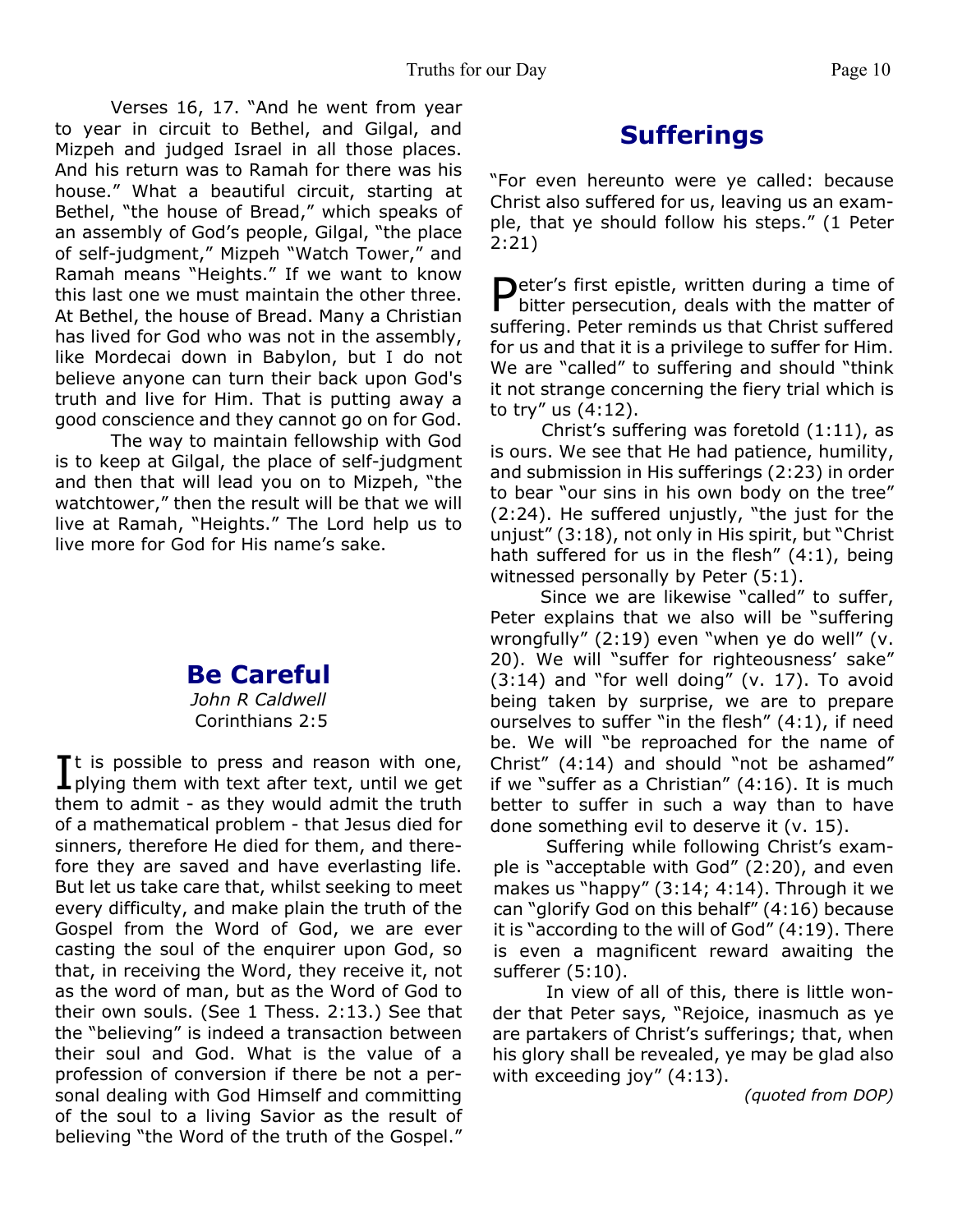Verses 16, 17. "And he went from year to year in circuit to Bethel, and Gilgal, and Mizpeh and judged Israel in all those places. And his return was to Ramah for there was his house." What a beautiful circuit, starting at Bethel, "the house of Bread," which speaks of an assembly of God's people, Gilgal, "the place of self-judgment," Mizpeh "Watch Tower," and Ramah means "Heights." If we want to know this last one we must maintain the other three. At Bethel, the house of Bread. Many a Christian has lived for God who was not in the assembly, like Mordecai down in Babylon, but I do not believe anyone can turn their back upon God's truth and live for Him. That is putting away a good conscience and they cannot go on for God.

The way to maintain fellowship with God is to keep at Gilgal, the place of self-judgment and then that will lead you on to Mizpeh, "the watchtower," then the result will be that we will live at Ramah, "Heights." The Lord help us to live more for God for His name's sake.

## Be Careful

*John R Caldwell*

Corinthians 2:5

It is possible to press and reason with one, plying them with text after text, until we get them to admit - as they would admit the truth of a mathematical problem - that Jesus died for sinners, therefore He died for them, and therefore they are saved and have everlasting life. But let us take care that, whilst seeking to meet every difficulty, and make plain the truth of the Gospel from the Word of God, we are ever casting the soul of the enquirer upon God, so that, in receiving the Word, they receive it, not as the word of man, but as the Word of God to their own souls. (See 1 Thess. 2:13.) See that the "believing" is indeed a transaction between their soul and God. What is the value of a profession of conversion if there be not a personal dealing with God Himself and committing of the soul to a living Savior as the result of believing "the Word of the truth of the Gospel."

## Sufferings

"For even hereunto were ye called: because Christ also suffered for us, leaving us an example, that ye should follow his steps." (1 Peter 2:21)

Peter's first epistle, written during a time of bitter persecution, deals with the matter of suffering. Peter reminds us that Christ suffered for us and that it is a privilege to suffer for Him. We are "called" to suffering and should "think it not strange concerning the fiery trial which is to try" us (4:12).

Christ's suffering was foretold (1:11), as is ours. We see that He had patience, humility, and submission in His sufferings (2:23) in order to bear "our sins in his own body on the tree" (2:24). He suffered unjustly, "the just for the unjust" (3:18), not only in His spirit, but "Christ hath suffered for us in the flesh" (4:1), being witnessed personally by Peter (5:1).

Since we are likewise "called" to suffer, Peter explains that we also will be "suffering wrongfully" (2:19) even "when ye do well" (v. 20). We will "suffer for righteousness' sake" (3:14) and "for well doing" (v. 17). To avoid being taken by surprise, we are to prepare ourselves to suffer "in the flesh" (4:1), if need be. We will "be reproached for the name of Christ" (4:14) and should "not be ashamed" if we "suffer as a Christian" (4:16). It is much better to suffer in such a way than to have done something evil to deserve it (v. 15).

Suffering while following Christ's example is "acceptable with God" (2:20), and even makes us "happy" (3:14; 4:14). Through it we can "glorify God on this behalf" (4:16) because it is "according to the will of God" (4:19). There is even a magnificent reward awaiting the sufferer (5:10).

In view of all of this, there is little wonder that Peter says, "Rejoice, inasmuch as ye are partakers of Christ's sufferings; that, when his glory shall be revealed, ye may be glad also with exceeding joy" (4:13).

*(quoted from DOP)*